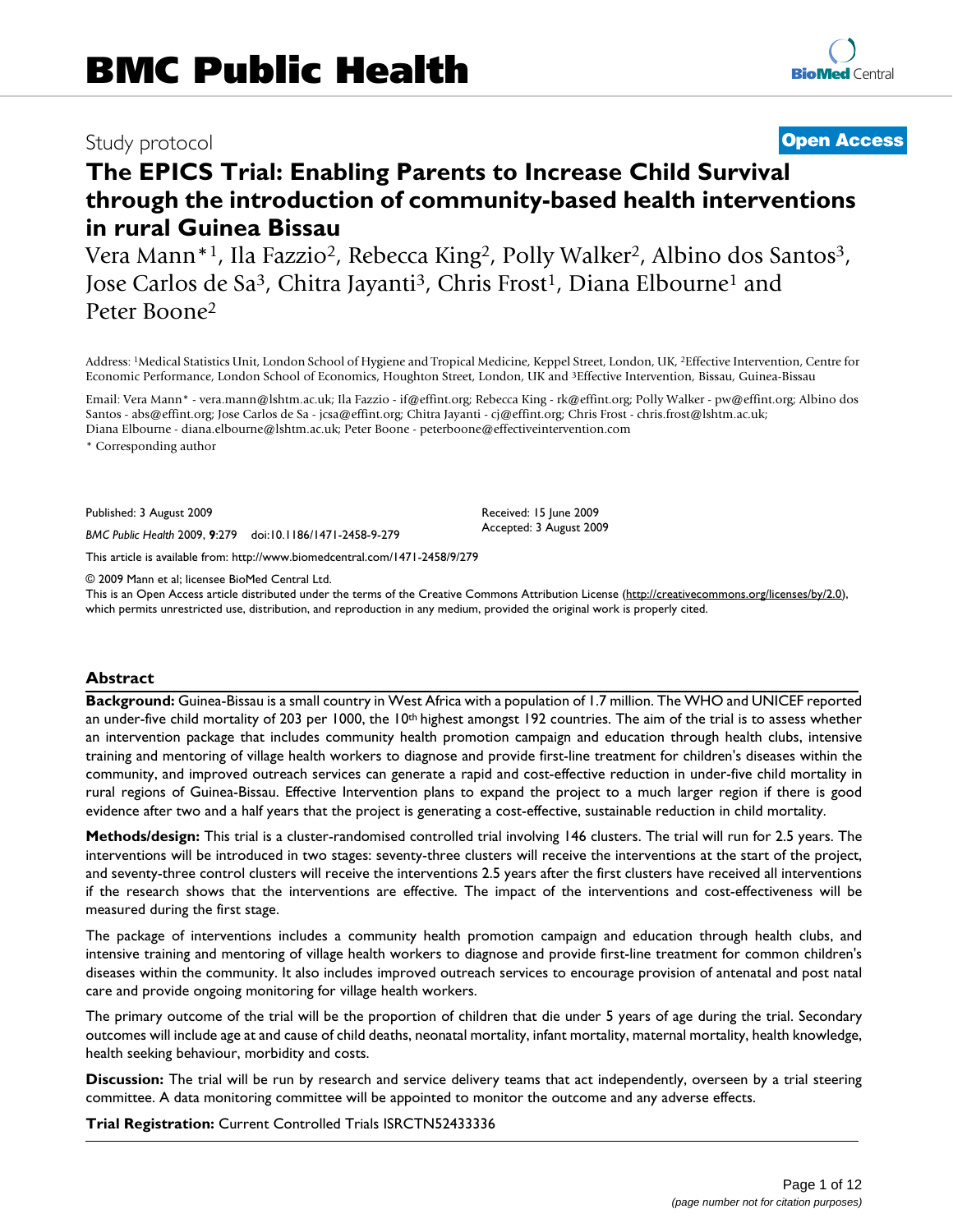BMC Public Health

Study protocol

**Open Access**

# The EPICS Trial: Enabling Parents to Increase Child Survival through the introduction of community-based health interventions in rural Guinea Bissau

Vera Mann*[1], Ila Fazzio[2], Rebecca King[2], Polly Walker[2], Albino dos Santos[3], Jose Carlos de Sa[3], Chitra Jayanti[3], Chris Frost[1], Diana Elbourne[1] and Peter Boone[2]

Address: [1]Medical Statistics Unit, London School of Hygiene and Tropical Medicine, Keppel Street, London, UK, [2]Effective Intervention, Centre for Economic Performance, London School of Economics, Houghton Street, London, UK and [3]Effective Intervention, Bissau, Guinea-Bissau

Email: Vera Mann* - vera.mann@lshtm.ac.uk; Ila Fazzio - if@effint.org; Rebecca King - rk@effint.org; Polly Walker - pw@effint.org; Albino dos Santos - abs@effint.org; Jose Carlos de Sa - jcsa@effint.org; Chitra Jayanti - cj@effint.org; Chris Frost - chris.frost@lshtm.ac.uk; Diana Elbourne - diana.elbourne@lshtm.ac.uk; Peter Boone - peterboone@effectiveintervention.com

* Corresponding author

Published: 3 August 2009

*BMC Public Health* 2009, **9**:279 doi:10.1186/1471-2458-9-279

Received: 15 June 2009
Accepted: 3 August 2009

This article is available from: http://www.biomedcentral.com/1471-2458/9/279

© 2009 Mann et al; licensee BioMed Central Ltd.

This is an Open Access article distributed under the terms of the Creative Commons Attribution License (http://creativecommons.org/licenses/by/2.0), which permits unrestricted use, distribution, and reproduction in any medium, provided the original work is properly cited.

## Abstract

**Background:** Guinea-Bissau is a small country in West Africa with a population of 1.7 million. The WHO and UNICEF reported an under-five child mortality of 203 per 1000, the 10th highest amongst 192 countries. The aim of the trial is to assess whether an intervention package that includes community health promotion campaign and education through health clubs, intensive training and mentoring of village health workers to diagnose and provide first-line treatment for children's diseases within the community, and improved outreach services can generate a rapid and cost-effective reduction in under-five child mortality in rural regions of Guinea-Bissau. Effective Intervention plans to expand the project to a much larger region if there is good evidence after two and a half years that the project is generating a cost-effective, sustainable reduction in child mortality.

**Methods/design:** This trial is a cluster-randomised controlled trial involving 146 clusters. The trial will run for 2.5 years. The interventions will be introduced in two stages: seventy-three clusters will receive the interventions at the start of the project, and seventy-three control clusters will receive the interventions 2.5 years after the first clusters have received all interventions if the research shows that the interventions are effective. The impact of the interventions and cost-effectiveness will be measured during the first stage.

The package of interventions includes a community health promotion campaign and education through health clubs, and intensive training and mentoring of village health workers to diagnose and provide first-line treatment for common children's diseases within the community. It also includes improved outreach services to encourage provision of antenatal and post natal care and provide ongoing monitoring for village health workers.

The primary outcome of the trial will be the proportion of children that die under 5 years of age during the trial. Secondary outcomes will include age at and cause of child deaths, neonatal mortality, infant mortality, maternal mortality, health knowledge, health seeking behaviour, morbidity and costs.

**Discussion:** The trial will be run by research and service delivery teams that act independently, overseen by a trial steering committee. A data monitoring committee will be appointed to monitor the outcome and any adverse effects.

**Trial Registration:** Current Controlled Trials ISRCTN52433336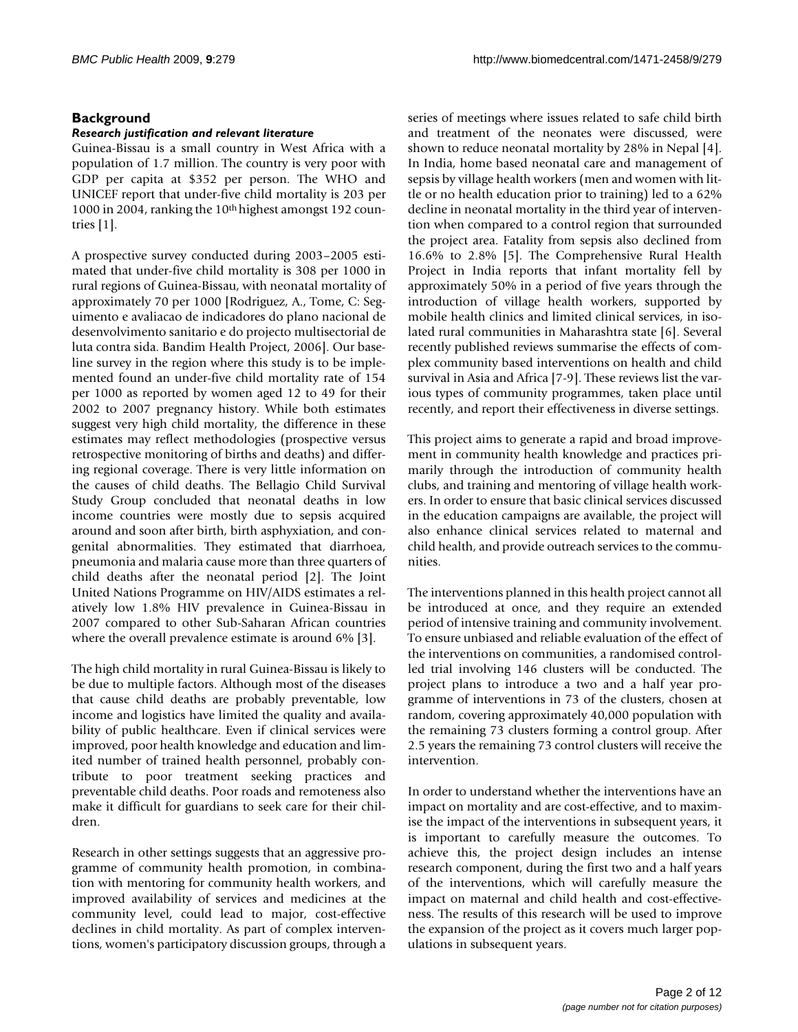## Background

### *Research justification and relevant literature*

Guinea-Bissau is a small country in West Africa with a population of 1.7 million. The country is very poor with GDP per capita at $352 per person. The WHO and UNICEF report that under-five child mortality is 203 per 1000 in 2004, ranking the 10th highest amongst 192 countries [1].

A prospective survey conducted during 2003–2005 estimated that under-five child mortality is 308 per 1000 in rural regions of Guinea-Bissau, with neonatal mortality of approximately 70 per 1000 [Rodriguez, A., Tome, C: Seguimento e avaliacao de indicadores do plano nacional de desenvolvimento sanitario e do projecto multisectorial de luta contra sida. Bandim Health Project, 2006]. Our baseline survey in the region where this study is to be implemented found an under-five child mortality rate of 154 per 1000 as reported by women aged 12 to 49 for their 2002 to 2007 pregnancy history. While both estimates suggest very high child mortality, the difference in these estimates may reflect methodologies (prospective versus retrospective monitoring of births and deaths) and differing regional coverage. There is very little information on the causes of child deaths. The Bellagio Child Survival Study Group concluded that neonatal deaths in low income countries were mostly due to sepsis acquired around and soon after birth, birth asphyxiation, and congenital abnormalities. They estimated that diarrhoea, pneumonia and malaria cause more than three quarters of child deaths after the neonatal period [2]. The Joint United Nations Programme on HIV/AIDS estimates a relatively low 1.8% HIV prevalence in Guinea-Bissau in 2007 compared to other Sub-Saharan African countries where the overall prevalence estimate is around 6% [3].

The high child mortality in rural Guinea-Bissau is likely to be due to multiple factors. Although most of the diseases that cause child deaths are probably preventable, low income and logistics have limited the quality and availability of public healthcare. Even if clinical services were improved, poor health knowledge and education and limited number of trained health personnel, probably contribute to poor treatment seeking practices and preventable child deaths. Poor roads and remoteness also make it difficult for guardians to seek care for their children.

Research in other settings suggests that an aggressive programme of community health promotion, in combination with mentoring for community health workers, and improved availability of services and medicines at the community level, could lead to major, cost-effective declines in child mortality. As part of complex interventions, women's participatory discussion groups, through a series of meetings where issues related to safe child birth and treatment of the neonates were discussed, were shown to reduce neonatal mortality by 28% in Nepal [4]. In India, home based neonatal care and management of sepsis by village health workers (men and women with little or no health education prior to training) led to a 62% decline in neonatal mortality in the third year of intervention when compared to a control region that surrounded the project area. Fatality from sepsis also declined from 16.6% to 2.8% [5]. The Comprehensive Rural Health Project in India reports that infant mortality fell by approximately 50% in a period of five years through the introduction of village health workers, supported by mobile health clinics and limited clinical services, in isolated rural communities in Maharashtra state [6]. Several recently published reviews summarise the effects of complex community based interventions on health and child survival in Asia and Africa [7-9]. These reviews list the various types of community programmes, taken place until recently, and report their effectiveness in diverse settings.

This project aims to generate a rapid and broad improvement in community health knowledge and practices primarily through the introduction of community health clubs, and training and mentoring of village health workers. In order to ensure that basic clinical services discussed in the education campaigns are available, the project will also enhance clinical services related to maternal and child health, and provide outreach services to the communities.

The interventions planned in this health project cannot all be introduced at once, and they require an extended period of intensive training and community involvement. To ensure unbiased and reliable evaluation of the effect of the interventions on communities, a randomised controlled trial involving 146 clusters will be conducted. The project plans to introduce a two and a half year programme of interventions in 73 of the clusters, chosen at random, covering approximately 40,000 population with the remaining 73 clusters forming a control group. After 2.5 years the remaining 73 control clusters will receive the intervention.

In order to understand whether the interventions have an impact on mortality and are cost-effective, and to maximise the impact of the interventions in subsequent years, it is important to carefully measure the outcomes. To achieve this, the project design includes an intense research component, during the first two and a half years of the interventions, which will carefully measure the impact on maternal and child health and cost-effectiveness. The results of this research will be used to improve the expansion of the project as it covers much larger populations in subsequent years.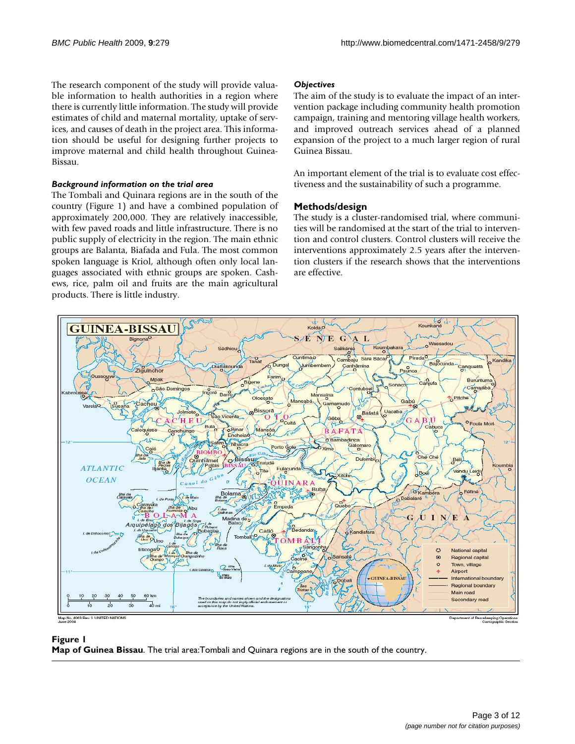The research component of the study will provide valuable information to health authorities in a region where there is currently little information. The study will provide estimates of child and maternal mortality, uptake of services, and causes of death in the project area. This information should be useful for designing further projects to improve maternal and child health throughout Guinea-Bissau.

### *Background information on the trial area*

The Tombali and Quinara regions are in the south of the country (Figure 1) and have a combined population of approximately 200,000. They are relatively inaccessible, with few paved roads and little infrastructure. There is no public supply of electricity in the region. The main ethnic groups are Balanta, Biafada and Fula. The most common spoken language is Kriol, although often only local languages associated with ethnic groups are spoken. Cashews, rice, palm oil and fruits are the main agricultural products. There is little industry.

### *Objectives*

The aim of the study is to evaluate the impact of an intervention package including community health promotion campaign, training and mentoring village health workers, and improved outreach services ahead of a planned expansion of the project to a much larger region of rural Guinea Bissau.

An important element of the trial is to evaluate cost effectiveness and the sustainability of such a programme.

## Methods/design

The study is a cluster-randomised trial, where communities will be randomised at the start of the trial to intervention and control clusters. Control clusters will receive the interventions approximately 2.5 years after the intervention clusters if the research shows that the interventions are effective.

**Figure 1**
**Map of Guinea Bissau**. The trial area:Tombali and Quinara regions are in the south of the country.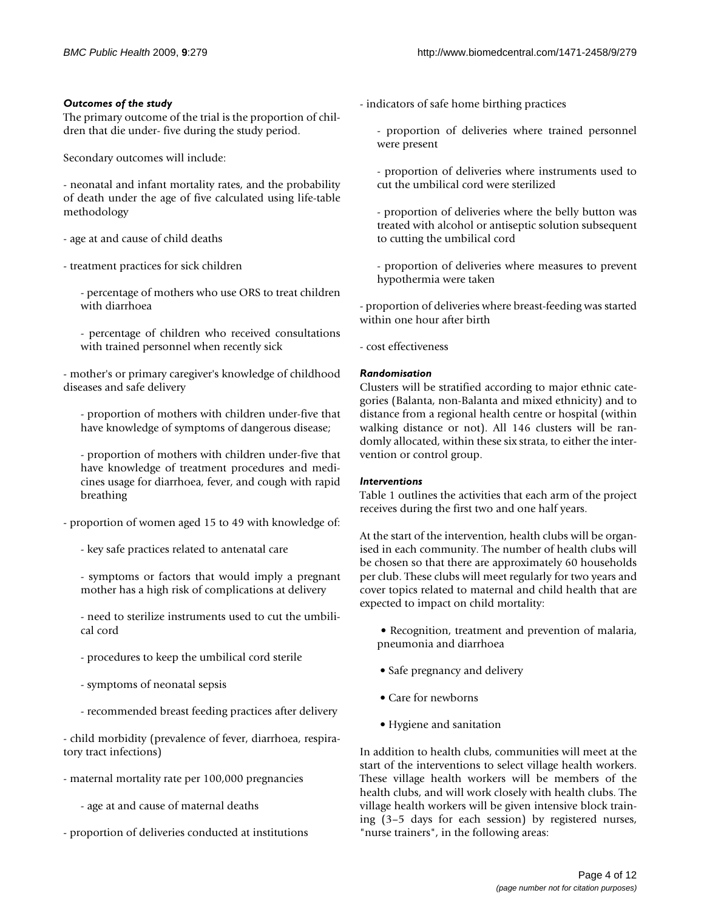### *Outcomes of the study*

The primary outcome of the trial is the proportion of children that die under- five during the study period.

Secondary outcomes will include:

- neonatal and infant mortality rates, and the probability of death under the age of five calculated using life-table methodology

- age at and cause of child deaths

- treatment practices for sick children

  - percentage of mothers who use ORS to treat children with diarrhoea

  - percentage of children who received consultations with trained personnel when recently sick

- mother's or primary caregiver's knowledge of childhood diseases and safe delivery

  - proportion of mothers with children under-five that have knowledge of symptoms of dangerous disease;

  - proportion of mothers with children under-five that have knowledge of treatment procedures and medicines usage for diarrhoea, fever, and cough with rapid breathing

- proportion of women aged 15 to 49 with knowledge of:

  - key safe practices related to antenatal care

  - symptoms or factors that would imply a pregnant mother has a high risk of complications at delivery

  - need to sterilize instruments used to cut the umbilical cord

  - procedures to keep the umbilical cord sterile

  - symptoms of neonatal sepsis

  - recommended breast feeding practices after delivery

- child morbidity (prevalence of fever, diarrhoea, respiratory tract infections)

- maternal mortality rate per 100,000 pregnancies

  - age at and cause of maternal deaths

- proportion of deliveries conducted at institutions

- indicators of safe home birthing practices

  - proportion of deliveries where trained personnel were present

  - proportion of deliveries where instruments used to cut the umbilical cord were sterilized

  - proportion of deliveries where the belly button was treated with alcohol or antiseptic solution subsequent to cutting the umbilical cord

  - proportion of deliveries where measures to prevent hypothermia were taken

- proportion of deliveries where breast-feeding was started within one hour after birth

- cost effectiveness

### *Randomisation*

Clusters will be stratified according to major ethnic categories (Balanta, non-Balanta and mixed ethnicity) and to distance from a regional health centre or hospital (within walking distance or not). All 146 clusters will be randomly allocated, within these six strata, to either the intervention or control group.

### *Interventions*

Table 1 outlines the activities that each arm of the project receives during the first two and one half years.

At the start of the intervention, health clubs will be organised in each community. The number of health clubs will be chosen so that there are approximately 60 households per club. These clubs will meet regularly for two years and cover topics related to maternal and child health that are expected to impact on child mortality:

- Recognition, treatment and prevention of malaria, pneumonia and diarrhoea
- Safe pregnancy and delivery
- Care for newborns
- Hygiene and sanitation

In addition to health clubs, communities will meet at the start of the interventions to select village health workers. These village health workers will be members of the health clubs, and will work closely with health clubs. The village health workers will be given intensive block training (3–5 days for each session) by registered nurses, "nurse trainers", in the following areas: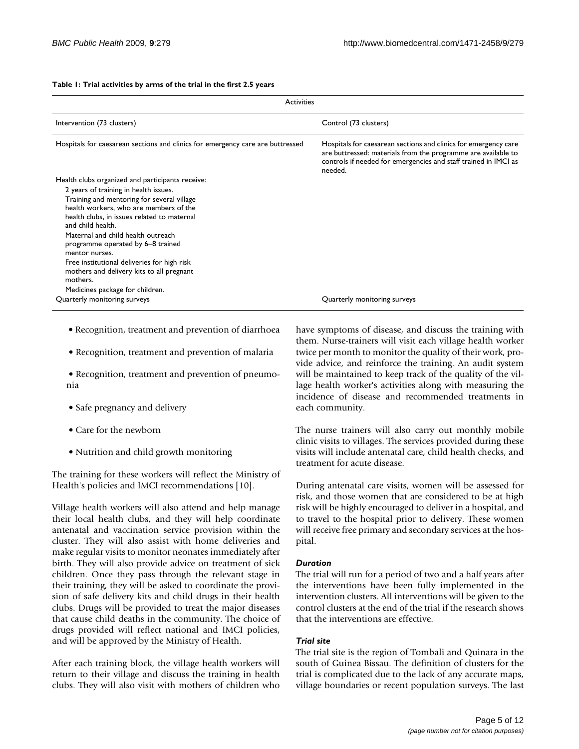**Table 1: Trial activities by arms of the trial in the first 2.5 years**

| Activities | |
|---|---|
| Intervention (73 clusters) | Control (73 clusters) |
| Hospitals for caesarean sections and clinics for emergency care are buttressed | Hospitals for caesarean sections and clinics for emergency care are buttressed: materials from the programme are available to controls if needed for emergencies and staff trained in IMCI as needed. |
| Health clubs organized and participants receive: 2 years of training in health issues. Training and mentoring for several village health workers, who are members of the health clubs, in issues related to maternal and child health. Maternal and child health outreach programme operated by 6–8 trained mentor nurses. Free institutional deliveries for high risk mothers and delivery kits to all pregnant mothers. Medicines package for children. | |
| Quarterly monitoring surveys | Quarterly monitoring surveys |

- Recognition, treatment and prevention of diarrhoea
- Recognition, treatment and prevention of malaria
- Recognition, treatment and prevention of pneumonia
- Safe pregnancy and delivery
- Care for the newborn
- Nutrition and child growth monitoring

The training for these workers will reflect the Ministry of Health's policies and IMCI recommendations [10].

Village health workers will also attend and help manage their local health clubs, and they will help coordinate antenatal and vaccination service provision within the cluster. They will also assist with home deliveries and make regular visits to monitor neonates immediately after birth. They will also provide advice on treatment of sick children. Once they pass through the relevant stage in their training, they will be asked to coordinate the provision of safe delivery kits and child drugs in their health clubs. Drugs will be provided to treat the major diseases that cause child deaths in the community. The choice of drugs provided will reflect national and IMCI policies, and will be approved by the Ministry of Health.

After each training block, the village health workers will return to their village and discuss the training in health clubs. They will also visit with mothers of children who have symptoms of disease, and discuss the training with them. Nurse-trainers will visit each village health worker twice per month to monitor the quality of their work, provide advice, and reinforce the training. An audit system will be maintained to keep track of the quality of the village health worker's activities along with measuring the incidence of disease and recommended treatments in each community.

The nurse trainers will also carry out monthly mobile clinic visits to villages. The services provided during these visits will include antenatal care, child health checks, and treatment for acute disease.

During antenatal care visits, women will be assessed for risk, and those women that are considered to be at high risk will be highly encouraged to deliver in a hospital, and to travel to the hospital prior to delivery. These women will receive free primary and secondary services at the hospital.

### *Duration*

The trial will run for a period of two and a half years after the interventions have been fully implemented in the intervention clusters. All interventions will be given to the control clusters at the end of the trial if the research shows that the interventions are effective.

### *Trial site*

The trial site is the region of Tombali and Quinara in the south of Guinea Bissau. The definition of clusters for the trial is complicated due to the lack of any accurate maps, village boundaries or recent population surveys. The last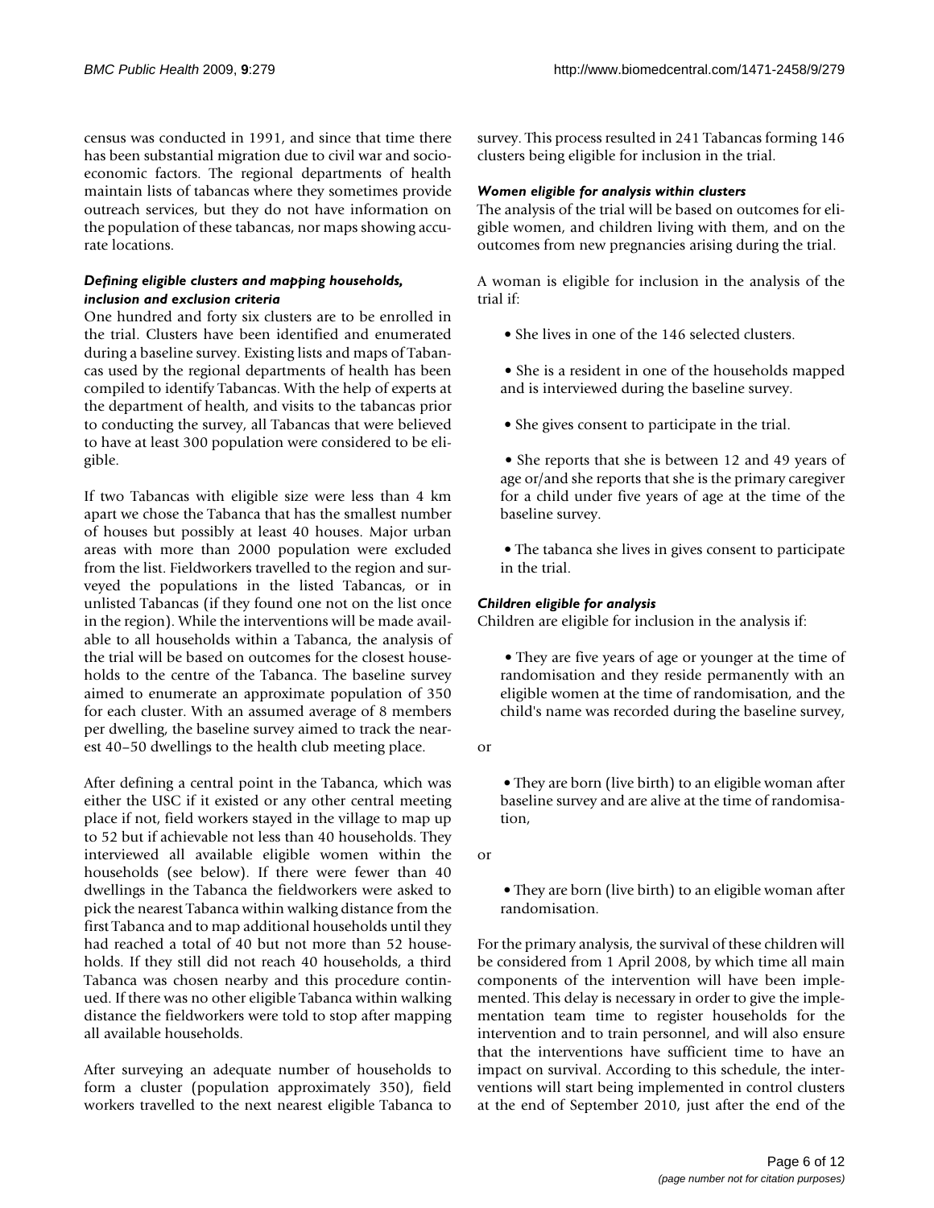census was conducted in 1991, and since that time there has been substantial migration due to civil war and socio-economic factors. The regional departments of health maintain lists of tabancas where they sometimes provide outreach services, but they do not have information on the population of these tabancas, nor maps showing accurate locations.

### *Defining eligible clusters and mapping households, inclusion and exclusion criteria*

One hundred and forty six clusters are to be enrolled in the trial. Clusters have been identified and enumerated during a baseline survey. Existing lists and maps of Tabancas used by the regional departments of health has been compiled to identify Tabancas. With the help of experts at the department of health, and visits to the tabancas prior to conducting the survey, all Tabancas that were believed to have at least 300 population were considered to be eligible.

If two Tabancas with eligible size were less than 4 km apart we chose the Tabanca that has the smallest number of houses but possibly at least 40 houses. Major urban areas with more than 2000 population were excluded from the list. Fieldworkers travelled to the region and surveyed the populations in the listed Tabancas, or in unlisted Tabancas (if they found one not on the list once in the region). While the interventions will be made available to all households within a Tabanca, the analysis of the trial will be based on outcomes for the closest households to the centre of the Tabanca. The baseline survey aimed to enumerate an approximate population of 350 for each cluster. With an assumed average of 8 members per dwelling, the baseline survey aimed to track the nearest 40–50 dwellings to the health club meeting place.

After defining a central point in the Tabanca, which was either the USC if it existed or any other central meeting place if not, field workers stayed in the village to map up to 52 but if achievable not less than 40 households. They interviewed all available eligible women within the households (see below). If there were fewer than 40 dwellings in the Tabanca the fieldworkers were asked to pick the nearest Tabanca within walking distance from the first Tabanca and to map additional households until they had reached a total of 40 but not more than 52 households. If they still did not reach 40 households, a third Tabanca was chosen nearby and this procedure continued. If there was no other eligible Tabanca within walking distance the fieldworkers were told to stop after mapping all available households.

After surveying an adequate number of households to form a cluster (population approximately 350), field workers travelled to the next nearest eligible Tabanca to survey. This process resulted in 241 Tabancas forming 146 clusters being eligible for inclusion in the trial.

### *Women eligible for analysis within clusters*

The analysis of the trial will be based on outcomes for eligible women, and children living with them, and on the outcomes from new pregnancies arising during the trial.

A woman is eligible for inclusion in the analysis of the trial if:

- She lives in one of the 146 selected clusters.
- She is a resident in one of the households mapped and is interviewed during the baseline survey.
- She gives consent to participate in the trial.
- She reports that she is between 12 and 49 years of age or/and she reports that she is the primary caregiver for a child under five years of age at the time of the baseline survey.
- The tabanca she lives in gives consent to participate in the trial.

### *Children eligible for analysis*

Children are eligible for inclusion in the analysis if:

- They are five years of age or younger at the time of randomisation and they reside permanently with an eligible women at the time of randomisation, and the child's name was recorded during the baseline survey,

or

- They are born (live birth) to an eligible woman after baseline survey and are alive at the time of randomisation,

or

- They are born (live birth) to an eligible woman after randomisation.

For the primary analysis, the survival of these children will be considered from 1 April 2008, by which time all main components of the intervention will have been implemented. This delay is necessary in order to give the implementation team time to register households for the intervention and to train personnel, and will also ensure that the interventions have sufficient time to have an impact on survival. According to this schedule, the interventions will start being implemented in control clusters at the end of September 2010, just after the end of the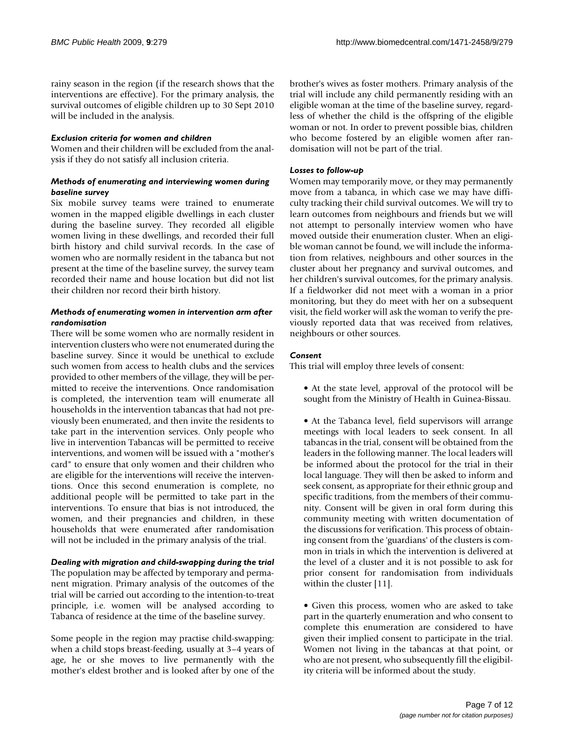rainy season in the region (if the research shows that the interventions are effective). For the primary analysis, the survival outcomes of eligible children up to 30 Sept 2010 will be included in the analysis.

#### *Exclusion criteria for women and children*

Women and their children will be excluded from the analysis if they do not satisfy all inclusion criteria.

#### *Methods of enumerating and interviewing women during baseline survey*

Six mobile survey teams were trained to enumerate women in the mapped eligible dwellings in each cluster during the baseline survey. They recorded all eligible women living in these dwellings, and recorded their full birth history and child survival records. In the case of women who are normally resident in the tabanca but not present at the time of the baseline survey, the survey team recorded their name and house location but did not list their children nor record their birth history.

#### *Methods of enumerating women in intervention arm after randomisation*

There will be some women who are normally resident in intervention clusters who were not enumerated during the baseline survey. Since it would be unethical to exclude such women from access to health clubs and the services provided to other members of the village, they will be permitted to receive the interventions. Once randomisation is completed, the intervention team will enumerate all households in the intervention tabancas that had not previously been enumerated, and then invite the residents to take part in the intervention services. Only people who live in intervention Tabancas will be permitted to receive interventions, and women will be issued with a "mother's card" to ensure that only women and their children who are eligible for the interventions will receive the interventions. Once this second enumeration is complete, no additional people will be permitted to take part in the interventions. To ensure that bias is not introduced, the women, and their pregnancies and children, in these households that were enumerated after randomisation will not be included in the primary analysis of the trial.

#### *Dealing with migration and child-swapping during the trial*

The population may be affected by temporary and permanent migration. Primary analysis of the outcomes of the trial will be carried out according to the intention-to-treat principle, i.e. women will be analysed according to Tabanca of residence at the time of the baseline survey.

Some people in the region may practise child-swapping: when a child stops breast-feeding, usually at 3–4 years of age, he or she moves to live permanently with the mother's eldest brother and is looked after by one of the brother's wives as foster mothers. Primary analysis of the trial will include any child permanently residing with an eligible woman at the time of the baseline survey, regardless of whether the child is the offspring of the eligible woman or not. In order to prevent possible bias, children who become fostered by an eligible women after randomisation will not be part of the trial.

#### *Losses to follow-up*

Women may temporarily move, or they may permanently move from a tabanca, in which case we may have difficulty tracking their child survival outcomes. We will try to learn outcomes from neighbours and friends but we will not attempt to personally interview women who have moved outside their enumeration cluster. When an eligible woman cannot be found, we will include the information from relatives, neighbours and other sources in the cluster about her pregnancy and survival outcomes, and her children's survival outcomes, for the primary analysis. If a fieldworker did not meet with a woman in a prior monitoring, but they do meet with her on a subsequent visit, the field worker will ask the woman to verify the previously reported data that was received from relatives, neighbours or other sources.

#### *Consent*

This trial will employ three levels of consent:

- At the state level, approval of the protocol will be sought from the Ministry of Health in Guinea-Bissau.

- At the Tabanca level, field supervisors will arrange meetings with local leaders to seek consent. In all tabancas in the trial, consent will be obtained from the leaders in the following manner. The local leaders will be informed about the protocol for the trial in their local language. They will then be asked to inform and seek consent, as appropriate for their ethnic group and specific traditions, from the members of their community. Consent will be given in oral form during this community meeting with written documentation of the discussions for verification. This process of obtaining consent from the 'guardians' of the clusters is common in trials in which the intervention is delivered at the level of a cluster and it is not possible to ask for prior consent for randomisation from individuals within the cluster [11].

- Given this process, women who are asked to take part in the quarterly enumeration and who consent to complete this enumeration are considered to have given their implied consent to participate in the trial. Women not living in the tabancas at that point, or who are not present, who subsequently fill the eligibility criteria will be informed about the study.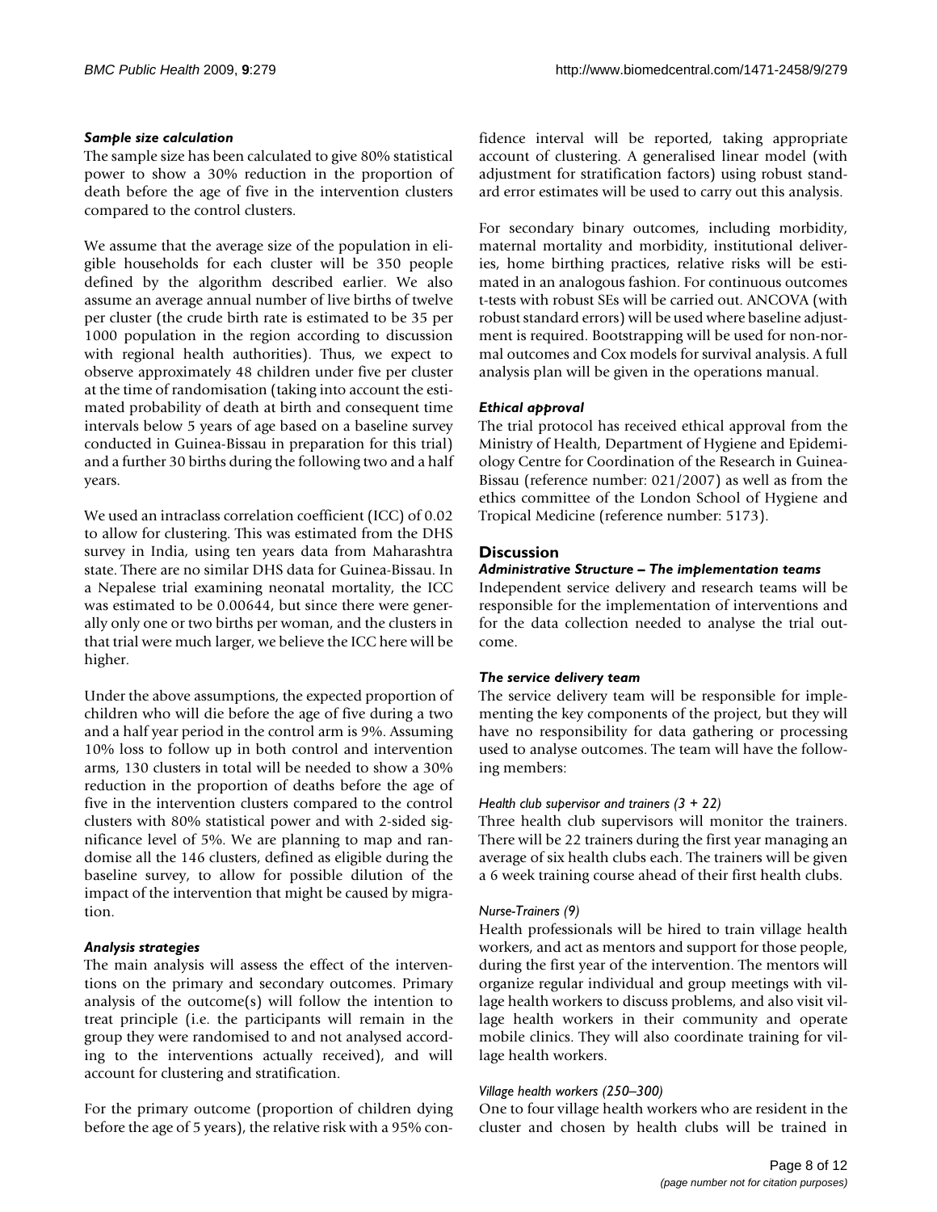### *Sample size calculation*

The sample size has been calculated to give 80% statistical power to show a 30% reduction in the proportion of death before the age of five in the intervention clusters compared to the control clusters.

We assume that the average size of the population in eligible households for each cluster will be 350 people defined by the algorithm described earlier. We also assume an average annual number of live births of twelve per cluster (the crude birth rate is estimated to be 35 per 1000 population in the region according to discussion with regional health authorities). Thus, we expect to observe approximately 48 children under five per cluster at the time of randomisation (taking into account the estimated probability of death at birth and consequent time intervals below 5 years of age based on a baseline survey conducted in Guinea-Bissau in preparation for this trial) and a further 30 births during the following two and a half years.

We used an intraclass correlation coefficient (ICC) of 0.02 to allow for clustering. This was estimated from the DHS survey in India, using ten years data from Maharashtra state. There are no similar DHS data for Guinea-Bissau. In a Nepalese trial examining neonatal mortality, the ICC was estimated to be 0.00644, but since there were generally only one or two births per woman, and the clusters in that trial were much larger, we believe the ICC here will be higher.

Under the above assumptions, the expected proportion of children who will die before the age of five during a two and a half year period in the control arm is 9%. Assuming 10% loss to follow up in both control and intervention arms, 130 clusters in total will be needed to show a 30% reduction in the proportion of deaths before the age of five in the intervention clusters compared to the control clusters with 80% statistical power and with 2-sided significance level of 5%. We are planning to map and randomise all the 146 clusters, defined as eligible during the baseline survey, to allow for possible dilution of the impact of the intervention that might be caused by migration.

### *Analysis strategies*

The main analysis will assess the effect of the interventions on the primary and secondary outcomes. Primary analysis of the outcome(s) will follow the intention to treat principle (i.e. the participants will remain in the group they were randomised to and not analysed according to the interventions actually received), and will account for clustering and stratification.

For the primary outcome (proportion of children dying before the age of 5 years), the relative risk with a 95% confidence interval will be reported, taking appropriate account of clustering. A generalised linear model (with adjustment for stratification factors) using robust standard error estimates will be used to carry out this analysis.

For secondary binary outcomes, including morbidity, maternal mortality and morbidity, institutional deliveries, home birthing practices, relative risks will be estimated in an analogous fashion. For continuous outcomes t-tests with robust SEs will be carried out. ANCOVA (with robust standard errors) will be used where baseline adjustment is required. Bootstrapping will be used for non-normal outcomes and Cox models for survival analysis. A full analysis plan will be given in the operations manual.

### *Ethical approval*

The trial protocol has received ethical approval from the Ministry of Health, Department of Hygiene and Epidemiology Centre for Coordination of the Research in Guinea-Bissau (reference number: 021/2007) as well as from the ethics committee of the London School of Hygiene and Tropical Medicine (reference number: 5173).

## Discussion

### *Administrative Structure – The implementation teams*

Independent service delivery and research teams will be responsible for the implementation of interventions and for the data collection needed to analyse the trial outcome.

### *The service delivery team*

The service delivery team will be responsible for implementing the key components of the project, but they will have no responsibility for data gathering or processing used to analyse outcomes. The team will have the following members:

#### *Health club supervisor and trainers (3 + 22)*

Three health club supervisors will monitor the trainers. There will be 22 trainers during the first year managing an average of six health clubs each. The trainers will be given a 6 week training course ahead of their first health clubs.

#### *Nurse-Trainers (9)*

Health professionals will be hired to train village health workers, and act as mentors and support for those people, during the first year of the intervention. The mentors will organize regular individual and group meetings with village health workers to discuss problems, and also visit village health workers in their community and operate mobile clinics. They will also coordinate training for village health workers.

#### *Village health workers (250–300)*

One to four village health workers who are resident in the cluster and chosen by health clubs will be trained in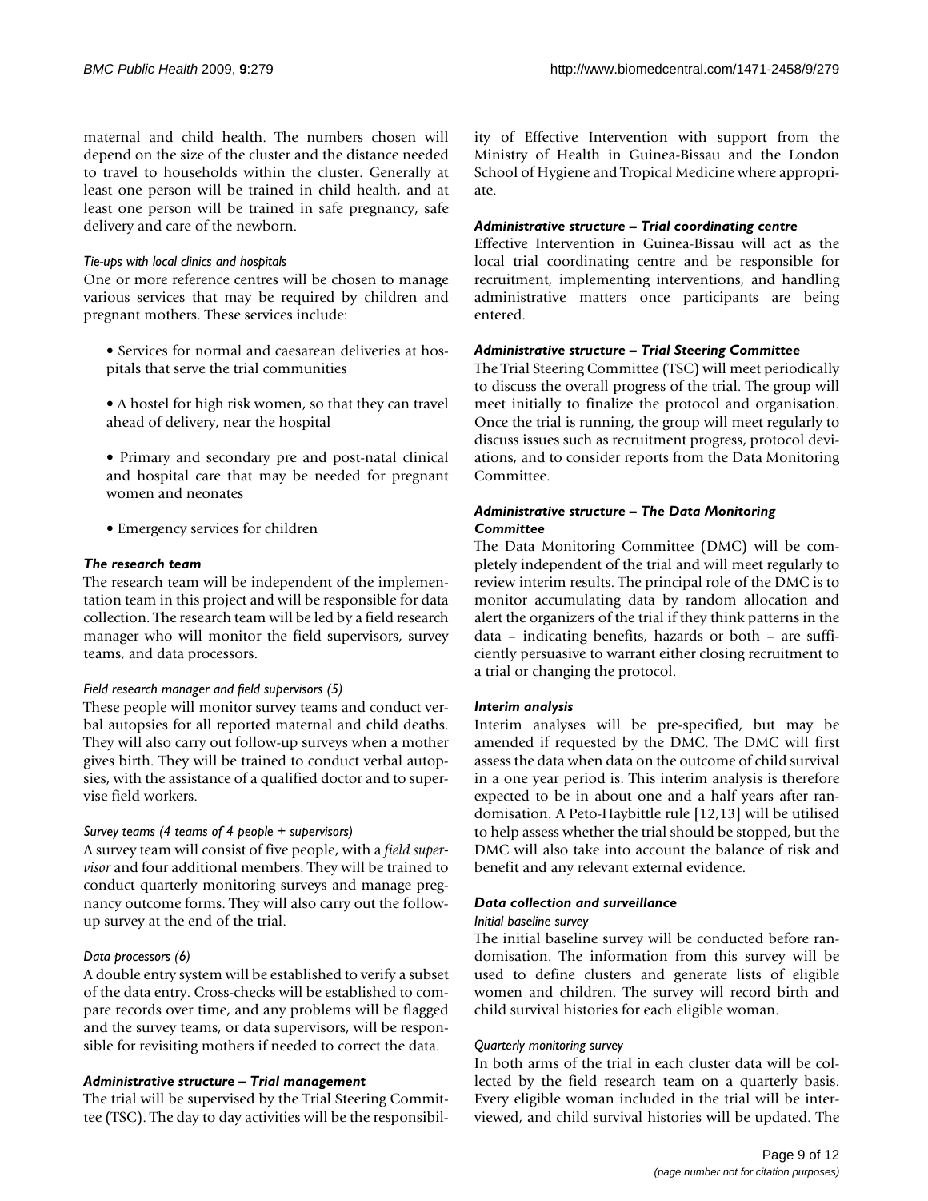maternal and child health. The numbers chosen will depend on the size of the cluster and the distance needed to travel to households within the cluster. Generally at least one person will be trained in child health, and at least one person will be trained in safe pregnancy, safe delivery and care of the newborn.

#### *Tie-ups with local clinics and hospitals*

One or more reference centres will be chosen to manage various services that may be required by children and pregnant mothers. These services include:

- Services for normal and caesarean deliveries at hospitals that serve the trial communities
- A hostel for high risk women, so that they can travel ahead of delivery, near the hospital
- Primary and secondary pre and post-natal clinical and hospital care that may be needed for pregnant women and neonates
- Emergency services for children

### *The research team*

The research team will be independent of the implementation team in this project and will be responsible for data collection. The research team will be led by a field research manager who will monitor the field supervisors, survey teams, and data processors.

#### *Field research manager and field supervisors (5)*

These people will monitor survey teams and conduct verbal autopsies for all reported maternal and child deaths. They will also carry out follow-up surveys when a mother gives birth. They will be trained to conduct verbal autopsies, with the assistance of a qualified doctor and to supervise field workers.

#### *Survey teams (4 teams of 4 people + supervisors)*

A survey team will consist of five people, with a *field supervisor* and four additional members. They will be trained to conduct quarterly monitoring surveys and manage pregnancy outcome forms. They will also carry out the follow-up survey at the end of the trial.

#### *Data processors (6)*

A double entry system will be established to verify a subset of the data entry. Cross-checks will be established to compare records over time, and any problems will be flagged and the survey teams, or data supervisors, will be responsible for revisiting mothers if needed to correct the data.

### *Administrative structure – Trial management*

The trial will be supervised by the Trial Steering Committee (TSC). The day to day activities will be the responsibility of Effective Intervention with support from the Ministry of Health in Guinea-Bissau and the London School of Hygiene and Tropical Medicine where appropriate.

### *Administrative structure – Trial coordinating centre*

Effective Intervention in Guinea-Bissau will act as the local trial coordinating centre and be responsible for recruitment, implementing interventions, and handling administrative matters once participants are being entered.

### *Administrative structure – Trial Steering Committee*

The Trial Steering Committee (TSC) will meet periodically to discuss the overall progress of the trial. The group will meet initially to finalize the protocol and organisation. Once the trial is running, the group will meet regularly to discuss issues such as recruitment progress, protocol deviations, and to consider reports from the Data Monitoring Committee.

### *Administrative structure – The Data Monitoring Committee*

The Data Monitoring Committee (DMC) will be completely independent of the trial and will meet regularly to review interim results. The principal role of the DMC is to monitor accumulating data by random allocation and alert the organizers of the trial if they think patterns in the data – indicating benefits, hazards or both – are sufficiently persuasive to warrant either closing recruitment to a trial or changing the protocol.

### *Interim analysis*

Interim analyses will be pre-specified, but may be amended if requested by the DMC. The DMC will first assess the data when data on the outcome of child survival in a one year period is. This interim analysis is therefore expected to be in about one and a half years after randomisation. A Peto-Haybittle rule [12,13] will be utilised to help assess whether the trial should be stopped, but the DMC will also take into account the balance of risk and benefit and any relevant external evidence.

### *Data collection and surveillance*

#### *Initial baseline survey*

The initial baseline survey will be conducted before randomisation. The information from this survey will be used to define clusters and generate lists of eligible women and children. The survey will record birth and child survival histories for each eligible woman.

#### *Quarterly monitoring survey*

In both arms of the trial in each cluster data will be collected by the field research team on a quarterly basis. Every eligible woman included in the trial will be interviewed, and child survival histories will be updated. The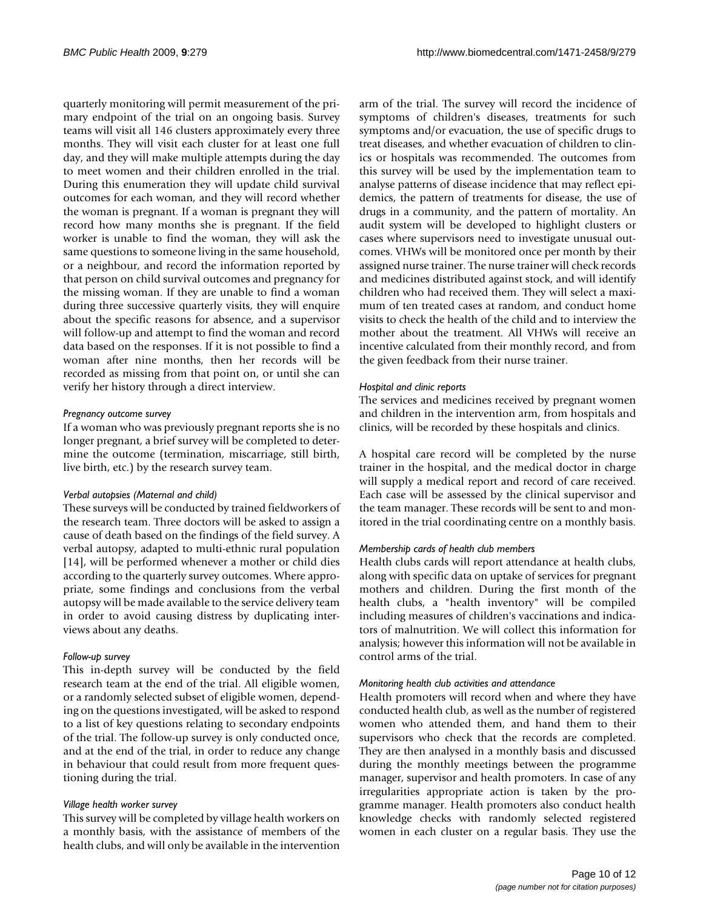quarterly monitoring will permit measurement of the primary endpoint of the trial on an ongoing basis. Survey teams will visit all 146 clusters approximately every three months. They will visit each cluster for at least one full day, and they will make multiple attempts during the day to meet women and their children enrolled in the trial. During this enumeration they will update child survival outcomes for each woman, and they will record whether the woman is pregnant. If a woman is pregnant they will record how many months she is pregnant. If the field worker is unable to find the woman, they will ask the same questions to someone living in the same household, or a neighbour, and record the information reported by that person on child survival outcomes and pregnancy for the missing woman. If they are unable to find a woman during three successive quarterly visits, they will enquire about the specific reasons for absence, and a supervisor will follow-up and attempt to find the woman and record data based on the responses. If it is not possible to find a woman after nine months, then her records will be recorded as missing from that point on, or until she can verify her history through a direct interview.

#### *Pregnancy outcome survey*

If a woman who was previously pregnant reports she is no longer pregnant, a brief survey will be completed to determine the outcome (termination, miscarriage, still birth, live birth, etc.) by the research survey team.

#### *Verbal autopsies (Maternal and child)*

These surveys will be conducted by trained fieldworkers of the research team. Three doctors will be asked to assign a cause of death based on the findings of the field survey. A verbal autopsy, adapted to multi-ethnic rural population [14], will be performed whenever a mother or child dies according to the quarterly survey outcomes. Where appropriate, some findings and conclusions from the verbal autopsy will be made available to the service delivery team in order to avoid causing distress by duplicating interviews about any deaths.

#### *Follow-up survey*

This in-depth survey will be conducted by the field research team at the end of the trial. All eligible women, or a randomly selected subset of eligible women, depending on the questions investigated, will be asked to respond to a list of key questions relating to secondary endpoints of the trial. The follow-up survey is only conducted once, and at the end of the trial, in order to reduce any change in behaviour that could result from more frequent questioning during the trial.

#### *Village health worker survey*

This survey will be completed by village health workers on a monthly basis, with the assistance of members of the health clubs, and will only be available in the intervention arm of the trial. The survey will record the incidence of symptoms of children's diseases, treatments for such symptoms and/or evacuation, the use of specific drugs to treat diseases, and whether evacuation of children to clinics or hospitals was recommended. The outcomes from this survey will be used by the implementation team to analyse patterns of disease incidence that may reflect epidemics, the pattern of treatments for disease, the use of drugs in a community, and the pattern of mortality. An audit system will be developed to highlight clusters or cases where supervisors need to investigate unusual outcomes. VHWs will be monitored once per month by their assigned nurse trainer. The nurse trainer will check records and medicines distributed against stock, and will identify children who had received them. They will select a maximum of ten treated cases at random, and conduct home visits to check the health of the child and to interview the mother about the treatment. All VHWs will receive an incentive calculated from their monthly record, and from the given feedback from their nurse trainer.

#### *Hospital and clinic reports*

The services and medicines received by pregnant women and children in the intervention arm, from hospitals and clinics, will be recorded by these hospitals and clinics.

A hospital care record will be completed by the nurse trainer in the hospital, and the medical doctor in charge will supply a medical report and record of care received. Each case will be assessed by the clinical supervisor and the team manager. These records will be sent to and monitored in the trial coordinating centre on a monthly basis.

#### *Membership cards of health club members*

Health clubs cards will report attendance at health clubs, along with specific data on uptake of services for pregnant mothers and children. During the first month of the health clubs, a "health inventory" will be compiled including measures of children's vaccinations and indicators of malnutrition. We will collect this information for analysis; however this information will not be available in control arms of the trial.

#### *Monitoring health club activities and attendance*

Health promoters will record when and where they have conducted health club, as well as the number of registered women who attended them, and hand them to their supervisors who check that the records are completed. They are then analysed in a monthly basis and discussed during the monthly meetings between the programme manager, supervisor and health promoters. In case of any irregularities appropriate action is taken by the programme manager. Health promoters also conduct health knowledge checks with randomly selected registered women in each cluster on a regular basis. They use the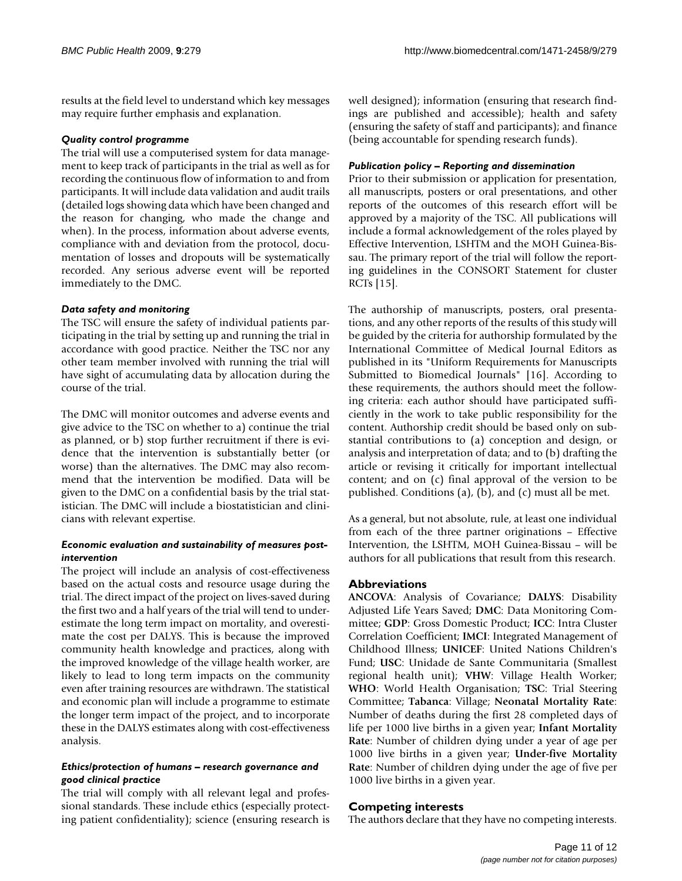results at the field level to understand which key messages may require further emphasis and explanation.

#### *Quality control programme*

The trial will use a computerised system for data management to keep track of participants in the trial as well as for recording the continuous flow of information to and from participants. It will include data validation and audit trails (detailed logs showing data which have been changed and the reason for changing, who made the change and when). In the process, information about adverse events, compliance with and deviation from the protocol, documentation of losses and dropouts will be systematically recorded. Any serious adverse event will be reported immediately to the DMC.

#### *Data safety and monitoring*

The TSC will ensure the safety of individual patients participating in the trial by setting up and running the trial in accordance with good practice. Neither the TSC nor any other team member involved with running the trial will have sight of accumulating data by allocation during the course of the trial.

The DMC will monitor outcomes and adverse events and give advice to the TSC on whether to a) continue the trial as planned, or b) stop further recruitment if there is evidence that the intervention is substantially better (or worse) than the alternatives. The DMC may also recommend that the intervention be modified. Data will be given to the DMC on a confidential basis by the trial statistician. The DMC will include a biostatistician and clinicians with relevant expertise.

#### *Economic evaluation and sustainability of measures post-intervention*

The project will include an analysis of cost-effectiveness based on the actual costs and resource usage during the trial. The direct impact of the project on lives-saved during the first two and a half years of the trial will tend to underestimate the long term impact on mortality, and overestimate the cost per DALYS. This is because the improved community health knowledge and practices, along with the improved knowledge of the village health worker, are likely to lead to long term impacts on the community even after training resources are withdrawn. The statistical and economic plan will include a programme to estimate the longer term impact of the project, and to incorporate these in the DALYS estimates along with cost-effectiveness analysis.

#### *Ethics/protection of humans – research governance and good clinical practice*

The trial will comply with all relevant legal and professional standards. These include ethics (especially protecting patient confidentiality); science (ensuring research is well designed); information (ensuring that research findings are published and accessible); health and safety (ensuring the safety of staff and participants); and finance (being accountable for spending research funds).

#### *Publication policy – Reporting and dissemination*

Prior to their submission or application for presentation, all manuscripts, posters or oral presentations, and other reports of the outcomes of this research effort will be approved by a majority of the TSC. All publications will include a formal acknowledgement of the roles played by Effective Intervention, LSHTM and the MOH Guinea-Bissau. The primary report of the trial will follow the reporting guidelines in the CONSORT Statement for cluster RCTs [15].

The authorship of manuscripts, posters, oral presentations, and any other reports of the results of this study will be guided by the criteria for authorship formulated by the International Committee of Medical Journal Editors as published in its "Uniform Requirements for Manuscripts Submitted to Biomedical Journals" [16]. According to these requirements, the authors should meet the following criteria: each author should have participated sufficiently in the work to take public responsibility for the content. Authorship credit should be based only on substantial contributions to (a) conception and design, or analysis and interpretation of data; and to (b) drafting the article or revising it critically for important intellectual content; and on (c) final approval of the version to be published. Conditions (a), (b), and (c) must all be met.

As a general, but not absolute, rule, at least one individual from each of the three partner originations – Effective Intervention, the LSHTM, MOH Guinea-Bissau – will be authors for all publications that result from this research.

## Abbreviations

**ANCOVA**: Analysis of Covariance; **DALYS**: Disability Adjusted Life Years Saved; **DMC**: Data Monitoring Committee; **GDP**: Gross Domestic Product; **ICC**: Intra Cluster Correlation Coefficient; **IMCI**: Integrated Management of Childhood Illness; **UNICEF**: United Nations Children's Fund; **USC**: Unidade de Sante Communitaria (Smallest regional health unit); **VHW**: Village Health Worker; **WHO**: World Health Organisation; **TSC**: Trial Steering Committee; **Tabanca**: Village; **Neonatal Mortality Rate**: Number of deaths during the first 28 completed days of life per 1000 live births in a given year; **Infant Mortality Rate**: Number of children dying under a year of age per 1000 live births in a given year; **Under-five Mortality Rate**: Number of children dying under the age of five per 1000 live births in a given year.

## Competing interests

The authors declare that they have no competing interests.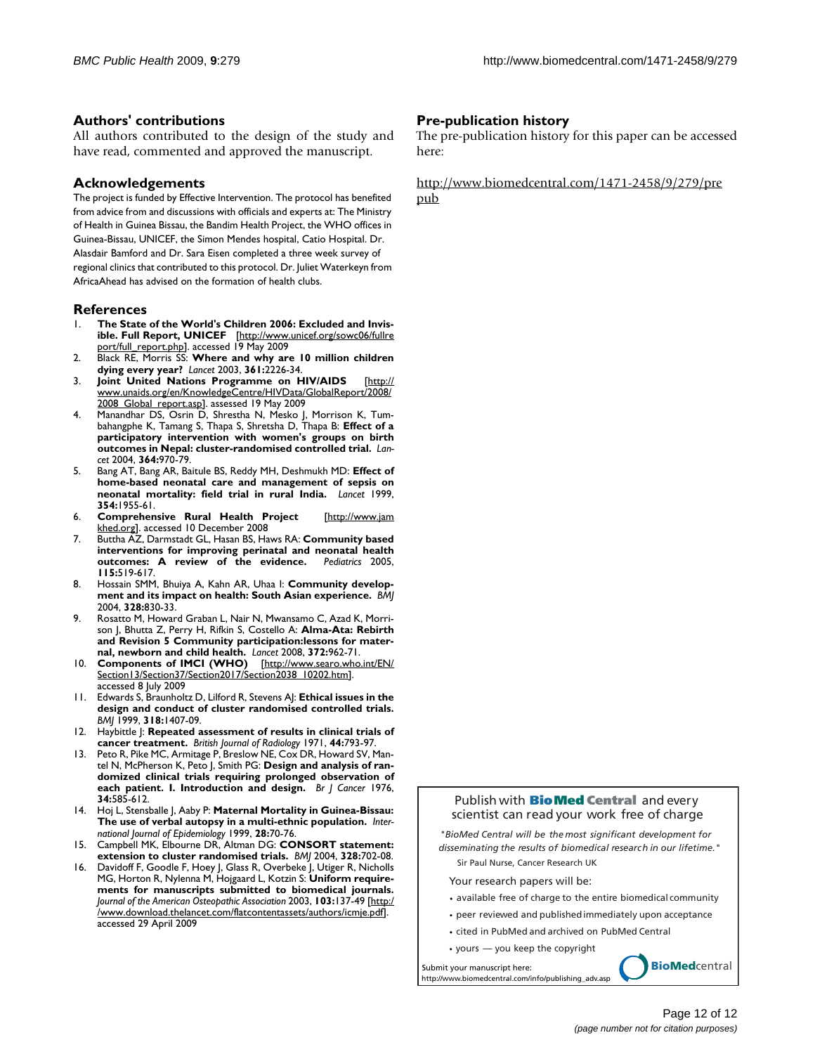## Authors' contributions

All authors contributed to the design of the study and have read, commented and approved the manuscript.

## Acknowledgements

The project is funded by Effective Intervention. The protocol has benefited from advice from and discussions with officials and experts at: The Ministry of Health in Guinea Bissau, the Bandim Health Project, the WHO offices in Guinea-Bissau, UNICEF, the Simon Mendes hospital, Catio Hospital. Dr. Alasdair Bamford and Dr. Sara Eisen completed a three week survey of regional clinics that contributed to this protocol. Dr. Juliet Waterkeyn from AfricaAhead has advised on the formation of health clubs.

## References

1. **The State of the World's Children 2006: Excluded and Invisible. Full Report, UNICEF** [http://www.unicef.org/sowc06/fullreport/full_report.php]. accessed 19 May 2009
2. Black RE, Morris SS: **Where and why are 10 million children dying every year?** *Lancet* 2003, **361:**2226-34.
3. **Joint United Nations Programme on HIV/AIDS** [http://www.unaids.org/en/KnowledgeCentre/HIVData/GlobalReport/2008/2008_Global_report.asp]. assessed 19 May 2009
4. Manandhar DS, Osrin D, Shrestha N, Mesko J, Morrison K, Tumbahangphe K, Tamang S, Thapa S, Shretsha D, Thapa B: **Effect of a participatory intervention with women's groups on birth outcomes in Nepal: cluster-randomised controlled trial.** *Lancet* 2004, **364:**970-79.
5. Bang AT, Bang AR, Baitule BS, Reddy MH, Deshmukh MD: **Effect of home-based neonatal care and management of sepsis on neonatal mortality: field trial in rural India.** *Lancet* 1999, **354:**1955-61.
6. **Comprehensive Rural Health Project** [http://www.jamkhed.org]. accessed 10 December 2008
7. Buttha AZ, Darmstadt GL, Hasan BS, Haws RA: **Community based interventions for improving perinatal and neonatal health outcomes: A review of the evidence.** *Pediatrics* 2005, **115:**519-617.
8. Hossain SMM, Bhuiya A, Kahn AR, Uhaa I: **Community development and its impact on health: South Asian experience.** *BMJ* 2004, **328:**830-33.
9. Rosatto M, Howard Graban L, Nair N, Mwansamo C, Azad K, Morrison J, Bhutta Z, Perry H, Rifkin S, Costello A: **Alma-Ata: Rebirth and Revision 5 Community participation:lessons for maternal, newborn and child health.** *Lancet* 2008, **372:**962-71.
10. **Components of IMCI (WHO)** [http://www.searo.who.int/EN/Section13/Section37/Section2017/Section2038_10202.htm]. accessed 8 July 2009
11. Edwards S, Braunholtz D, Lilford R, Stevens AJ: **Ethical issues in the design and conduct of cluster randomised controlled trials.** *BMJ* 1999, **318:**1407-09.
12. Haybittle J: **Repeated assessment of results in clinical trials of cancer treatment.** *British Journal of Radiology* 1971, **44:**793-97.
13. Peto R, Pike MC, Armitage P, Breslow NE, Cox DR, Howard SV, Mantel N, McPherson K, Peto J, Smith PG: **Design and analysis of randomized clinical trials requiring prolonged observation of each patient. I. Introduction and design.** *Br J Cancer* 1976, **34:**585-612.
14. Hoj L, Stensballe J, Aaby P: **Maternal Mortality in Guinea-Bissau: The use of verbal autopsy in a multi-ethnic population.** *International Journal of Epidemiology* 1999, **28:**70-76.
15. Campbell MK, Elbourne DR, Altman DG: **CONSORT statement: extension to cluster randomised trials.** *BMJ* 2004, **328:**702-08.
16. Davidoff F, Goodle F, Hoey J, Glass R, Overbeke J, Utiger R, Nicholls MG, Horton R, Nylenna M, Hojgaard L, Kotzin S: **Uniform requirements for manuscripts submitted to biomedical journals.** *Journal of the American Osteopathic Association* 2003, **103:**137-49 [http://www.download.thelancet.com/flatcontentassets/authors/icmje.pdf]. accessed 29 April 2009

## Pre-publication history

The pre-publication history for this paper can be accessed here:

http://www.biomedcentral.com/1471-2458/9/279/prepub

Publish with **BioMed Central** and every scientist can read your work free of charge

*"BioMed Central will be the most significant development for disseminating the results of biomedical research in our lifetime."*

Sir Paul Nurse, Cancer Research UK

Your research papers will be:

- available free of charge to the entire biomedical community
- peer reviewed and published immediately upon acceptance
- cited in PubMed and archived on PubMed Central
- yours — you keep the copyright

Submit your manuscript here:
http://www.biomedcentral.com/info/publishing_adv.asp

BioMedcentral